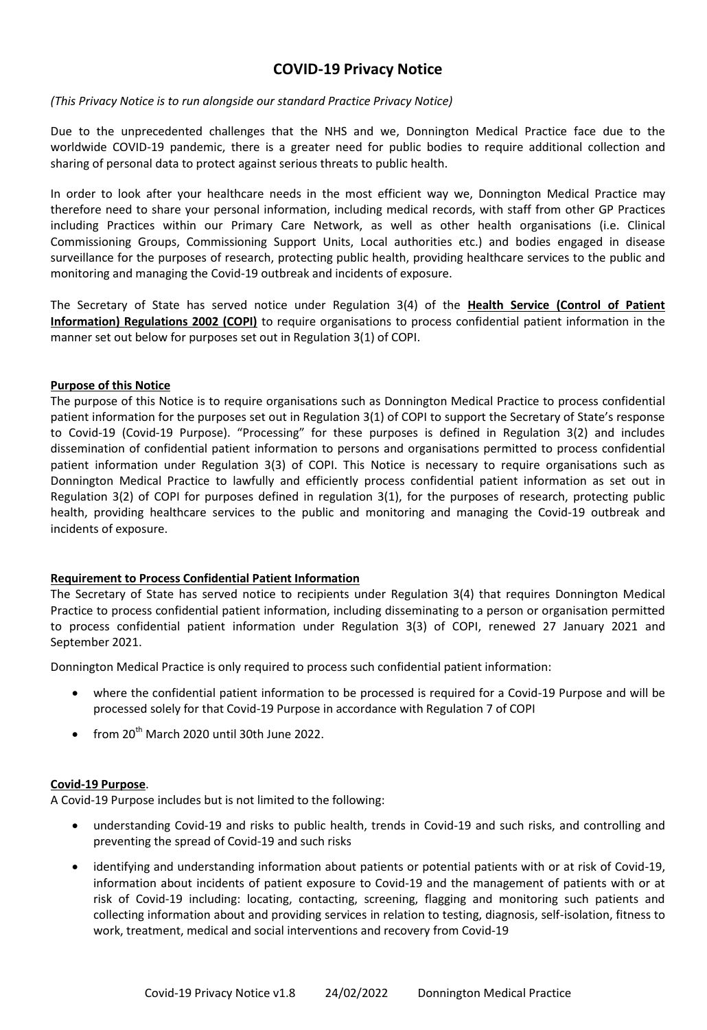# COVID-19 Privacy Notice

*(This Privacy Notice is to run alongside our standard Practice Privacy Notice)*

Due to the unprecedented challenges that the NHS and we, Donnington Medical Practice face due to the worldwide COVID-19 pandemic, there is a greater need for public bodies to require additional collection and sharing of personal data to protect against serious threats to public health.

In order to look after your healthcare needs in the most efficient way we, Donnington Medical Practice may therefore need to share your personal information, including medical records, with staff from other GP Practices including Practices within our Primary Care Network, as well as other health organisations (i.e. Clinical Commissioning Groups, Commissioning Support Units, Local authorities etc.) and bodies engaged in disease surveillance for the purposes of research, protecting public health, providing healthcare services to the public and monitoring and managing the Covid-19 outbreak and incidents of exposure.

The Secretary of State has served notice under Regulation 3(4) of the **Health Service (Control of Patient Information) Regulations 2002 (COPI)** to require organisations to process confidential patient information in the manner set out below for purposes set out in Regulation 3(1) of COPI.

## Purpose of this Notice

The purpose of this Notice is to require organisations such as Donnington Medical Practice to process confidential patient information for the purposes set out in Regulation 3(1) of COPI to support the Secretary of State's response to Covid-19 (Covid-19 Purpose). "Processing" for these purposes is defined in Regulation 3(2) and includes dissemination of confidential patient information to persons and organisations permitted to process confidential patient information under Regulation 3(3) of COPI. This Notice is necessary to require organisations such as Donnington Medical Practice to lawfully and efficiently process confidential patient information as set out in Regulation 3(2) of COPI for purposes defined in regulation 3(1), for the purposes of research, protecting public health, providing healthcare services to the public and monitoring and managing the Covid-19 outbreak and incidents of exposure.

## Requirement to Process Confidential Patient Information

The Secretary of State has served notice to recipients under Regulation 3(4) that requires Donnington Medical Practice to process confidential patient information, including disseminating to a person or organisation permitted to process confidential patient information under Regulation 3(3) of COPI, renewed 27 January 2021 and September 2021.

Donnington Medical Practice is only required to process such confidential patient information:

- where the confidential patient information to be processed is required for a Covid-19 Purpose and will be processed solely for that Covid-19 Purpose in accordance with Regulation 7 of COPI
- from 20th March 2020 until 30th June 2022.

## Covid-19 Purpose.

A Covid-19 Purpose includes but is not limited to the following:

- understanding Covid-19 and risks to public health, trends in Covid-19 and such risks, and controlling and preventing the spread of Covid-19 and such risks
- identifying and understanding information about patients or potential patients with or at risk of Covid-19, information about incidents of patient exposure to Covid-19 and the management of patients with or at risk of Covid-19 including: locating, contacting, screening, flagging and monitoring such patients and collecting information about and providing services in relation to testing, diagnosis, self-isolation, fitness to work, treatment, medical and social interventions and recovery from Covid-19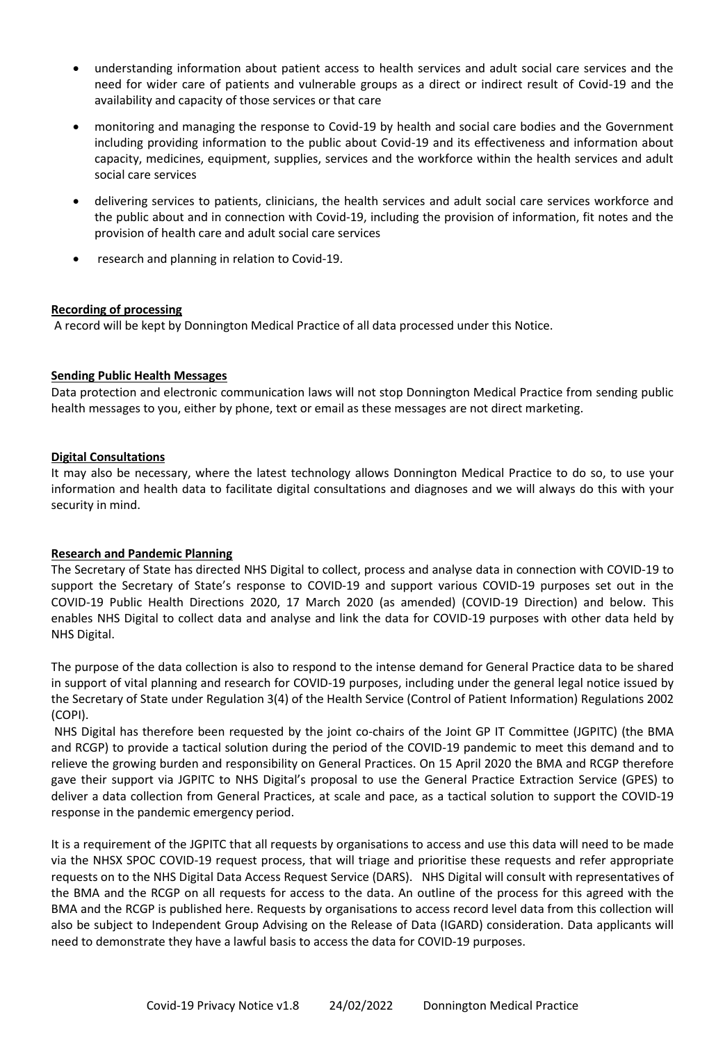- understanding information about patient access to health services and adult social care services and the need for wider care of patients and vulnerable groups as a direct or indirect result of Covid-19 and the availability and capacity of those services or that care
- monitoring and managing the response to Covid-19 by health and social care bodies and the Government including providing information to the public about Covid-19 and its effectiveness and information about capacity, medicines, equipment, supplies, services and the workforce within the health services and adult social care services
- delivering services to patients, clinicians, the health services and adult social care services workforce and the public about and in connection with Covid-19, including the provision of information, fit notes and the provision of health care and adult social care services
- research and planning in relation to Covid-19.

**Recording of processing**

A record will be kept by Donnington Medical Practice of all data processed under this Notice.

**Sending Public Health Messages**

Data protection and electronic communication laws will not stop Donnington Medical Practice from sending public health messages to you, either by phone, text or email as these messages are not direct marketing.

**Digital Consultations**

It may also be necessary, where the latest technology allows Donnington Medical Practice to do so, to use your information and health data to facilitate digital consultations and diagnoses and we will always do this with your security in mind.

**Research and Pandemic Planning**

The Secretary of State has directed NHS Digital to collect, process and analyse data in connection with COVID-19 to support the Secretary of State's response to COVID-19 and support various COVID-19 purposes set out in the COVID-19 Public Health Directions 2020, 17 March 2020 (as amended) (COVID-19 Direction) and below. This enables NHS Digital to collect data and analyse and link the data for COVID-19 purposes with other data held by NHS Digital.

The purpose of the data collection is also to respond to the intense demand for General Practice data to be shared in support of vital planning and research for COVID-19 purposes, including under the general legal notice issued by the Secretary of State under Regulation 3(4) of the Health Service (Control of Patient Information) Regulations 2002 (COPI).

NHS Digital has therefore been requested by the joint co-chairs of the Joint GP IT Committee (JGPITC) (the BMA and RCGP) to provide a tactical solution during the period of the COVID-19 pandemic to meet this demand and to relieve the growing burden and responsibility on General Practices. On 15 April 2020 the BMA and RCGP therefore gave their support via JGPITC to NHS Digital's proposal to use the General Practice Extraction Service (GPES) to deliver a data collection from General Practices, at scale and pace, as a tactical solution to support the COVID-19 response in the pandemic emergency period.

It is a requirement of the JGPITC that all requests by organisations to access and use this data will need to be made via the NHSX SPOC COVID-19 request process, that will triage and prioritise these requests and refer appropriate requests on to the NHS Digital Data Access Request Service (DARS). NHS Digital will consult with representatives of the BMA and the RCGP on all requests for access to the data. An outline of the process for this agreed with the BMA and the RCGP is published here. Requests by organisations to access record level data from this collection will also be subject to Independent Group Advising on the Release of Data (IGARD) consideration. Data applicants will need to demonstrate they have a lawful basis to access the data for COVID-19 purposes.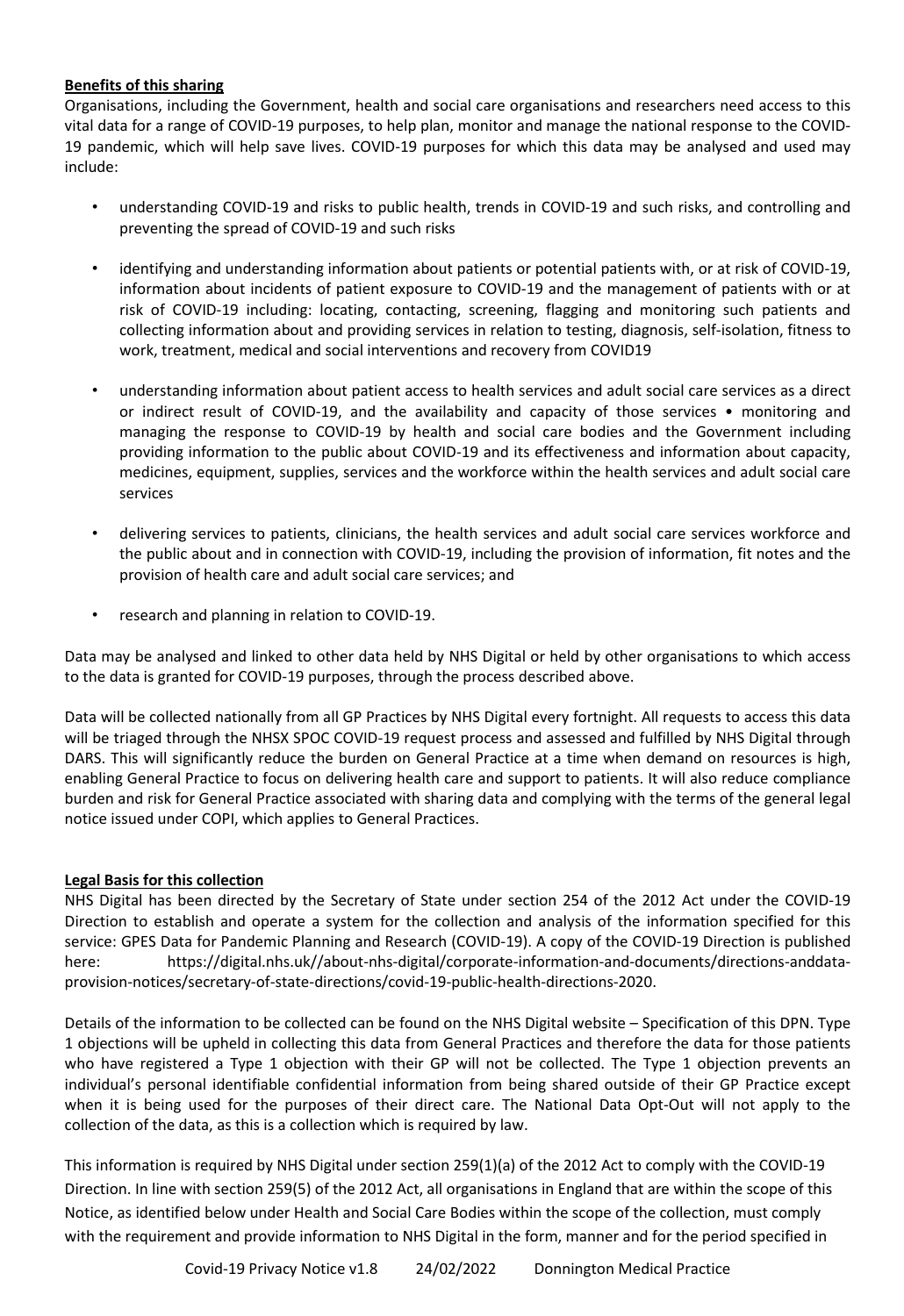**Benefits of this sharing**

Organisations, including the Government, health and social care organisations and researchers need access to this vital data for a range of COVID-19 purposes, to help plan, monitor and manage the national response to the COVID-19 pandemic, which will help save lives. COVID-19 purposes for which this data may be analysed and used may include:

- understanding COVID-19 and risks to public health, trends in COVID-19 and such risks, and controlling and preventing the spread of COVID-19 and such risks
- identifying and understanding information about patients or potential patients with, or at risk of COVID-19, information about incidents of patient exposure to COVID-19 and the management of patients with or at risk of COVID-19 including: locating, contacting, screening, flagging and monitoring such patients and collecting information about and providing services in relation to testing, diagnosis, self-isolation, fitness to work, treatment, medical and social interventions and recovery from COVID19
- understanding information about patient access to health services and adult social care services as a direct or indirect result of COVID-19, and the availability and capacity of those services • monitoring and managing the response to COVID-19 by health and social care bodies and the Government including providing information to the public about COVID-19 and its effectiveness and information about capacity, medicines, equipment, supplies, services and the workforce within the health services and adult social care services
- delivering services to patients, clinicians, the health services and adult social care services workforce and the public about and in connection with COVID-19, including the provision of information, fit notes and the provision of health care and adult social care services; and
- research and planning in relation to COVID-19.

Data may be analysed and linked to other data held by NHS Digital or held by other organisations to which access to the data is granted for COVID-19 purposes, through the process described above.

Data will be collected nationally from all GP Practices by NHS Digital every fortnight. All requests to access this data will be triaged through the NHSX SPOC COVID-19 request process and assessed and fulfilled by NHS Digital through DARS. This will significantly reduce the burden on General Practice at a time when demand on resources is high, enabling General Practice to focus on delivering health care and support to patients. It will also reduce compliance burden and risk for General Practice associated with sharing data and complying with the terms of the general legal notice issued under COPI, which applies to General Practices.

**Legal Basis for this collection**

NHS Digital has been directed by the Secretary of State under section 254 of the 2012 Act under the COVID-19 Direction to establish and operate a system for the collection and analysis of the information specified for this service: GPES Data for Pandemic Planning and Research (COVID-19). A copy of the COVID-19 Direction is published here: https://digital.nhs.uk//about-nhs-digital/corporate-information-and-documents/directions-anddata-provision-notices/secretary-of-state-directions/covid-19-public-health-directions-2020.

Details of the information to be collected can be found on the NHS Digital website – Specification of this DPN. Type 1 objections will be upheld in collecting this data from General Practices and therefore the data for those patients who have registered a Type 1 objection with their GP will not be collected. The Type 1 objection prevents an individual's personal identifiable confidential information from being shared outside of their GP Practice except when it is being used for the purposes of their direct care. The National Data Opt-Out will not apply to the collection of the data, as this is a collection which is required by law.

This information is required by NHS Digital under section 259(1)(a) of the 2012 Act to comply with the COVID-19 Direction. In line with section 259(5) of the 2012 Act, all organisations in England that are within the scope of this Notice, as identified below under Health and Social Care Bodies within the scope of the collection, must comply with the requirement and provide information to NHS Digital in the form, manner and for the period specified in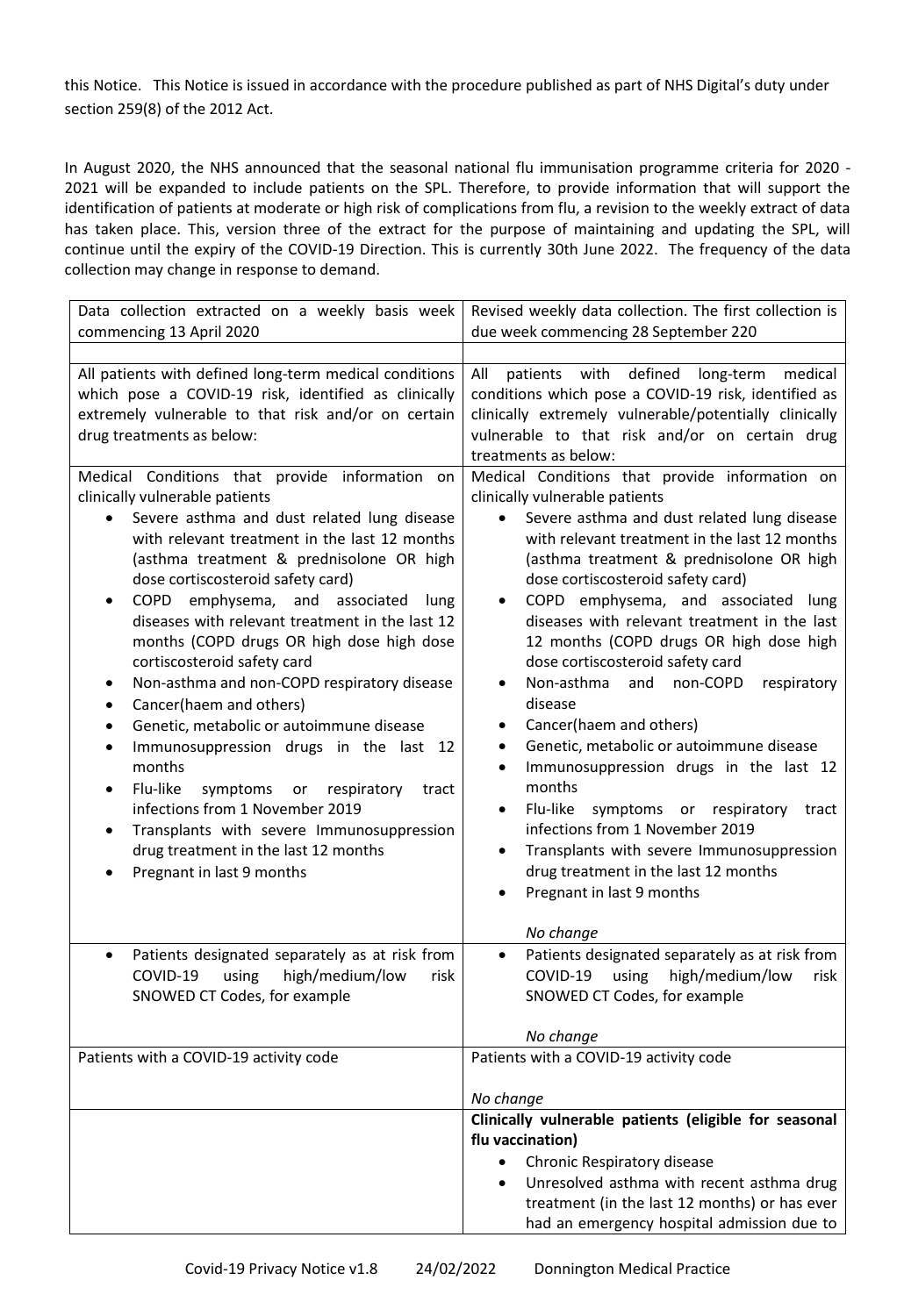this Notice. This Notice is issued in accordance with the procedure published as part of NHS Digital's duty under section 259(8) of the 2012 Act.

In August 2020, the NHS announced that the seasonal national flu immunisation programme criteria for 2020 - 2021 will be expanded to include patients on the SPL. Therefore, to provide information that will support the identification of patients at moderate or high risk of complications from flu, a revision to the weekly extract of data has taken place. This, version three of the extract for the purpose of maintaining and updating the SPL, will continue until the expiry of the COVID-19 Direction. This is currently 30th June 2022. The frequency of the data collection may change in response to demand.

| Data collection extracted on a weekly basis week commencing 13 April 2020 | Revised weekly data collection. The first collection is due week commencing 28 September 220 |
|---|---|
| | |
| All patients with defined long-term medical conditions which pose a COVID-19 risk, identified as clinically extremely vulnerable to that risk and/or on certain drug treatments as below: | All patients with defined long-term medical conditions which pose a COVID-19 risk, identified as clinically extremely vulnerable/potentially clinically vulnerable to that risk and/or on certain drug treatments as below: |
| Medical Conditions that provide information on clinically vulnerable patients<br>• Severe asthma and dust related lung disease with relevant treatment in the last 12 months (asthma treatment & prednisolone OR high dose cortiscosteroid safety card)<br>• COPD emphysema, and associated lung diseases with relevant treatment in the last 12 months (COPD drugs OR high dose high dose cortiscosteroid safety card<br>• Non-asthma and non-COPD respiratory disease<br>• Cancer(haem and others)<br>• Genetic, metabolic or autoimmune disease<br>• Immunosuppression drugs in the last 12 months<br>• Flu-like symptoms or respiratory tract infections from 1 November 2019<br>• Transplants with severe Immunosuppression drug treatment in the last 12 months<br>• Pregnant in last 9 months | Medical Conditions that provide information on clinically vulnerable patients<br>• Severe asthma and dust related lung disease with relevant treatment in the last 12 months (asthma treatment & prednisolone OR high dose cortiscosteroid safety card)<br>• COPD emphysema, and associated lung diseases with relevant treatment in the last 12 months (COPD drugs OR high dose high dose cortiscosteroid safety card<br>• Non-asthma and non-COPD respiratory disease<br>• Cancer(haem and others)<br>• Genetic, metabolic or autoimmune disease<br>• Immunosuppression drugs in the last 12 months<br>• Flu-like symptoms or respiratory tract infections from 1 November 2019<br>• Transplants with severe Immunosuppression drug treatment in the last 12 months<br>• Pregnant in last 9 months<br><br>*No change* |
| • Patients designated separately as at risk from COVID-19 using high/medium/low risk SNOWED CT Codes, for example | • Patients designated separately as at risk from COVID-19 using high/medium/low risk SNOWED CT Codes, for example<br><br>*No change* |
| Patients with a COVID-19 activity code | Patients with a COVID-19 activity code<br><br>*No change* |
| | **Clinically vulnerable patients (eligible for seasonal flu vaccination)**<br>• Chronic Respiratory disease<br>• Unresolved asthma with recent asthma drug treatment (in the last 12 months) or has ever had an emergency hospital admission due to |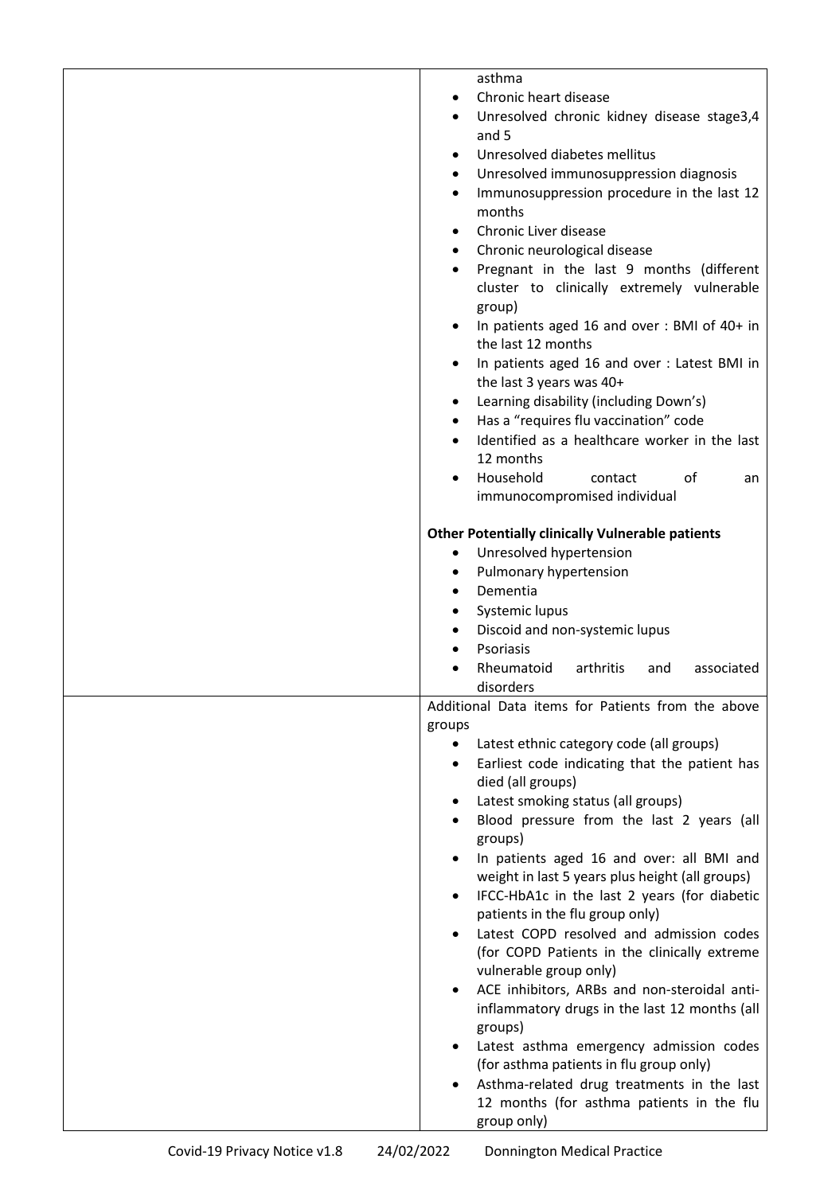| | |
|---|---|
| | asthma<br>• Chronic heart disease<br>• Unresolved chronic kidney disease stage3,4 and 5<br>• Unresolved diabetes mellitus<br>• Unresolved immunosuppression diagnosis<br>• Immunosuppression procedure in the last 12 months<br>• Chronic Liver disease<br>• Chronic neurological disease<br>• Pregnant in the last 9 months (different cluster to clinically extremely vulnerable group)<br>• In patients aged 16 and over : BMI of 40+ in the last 12 months<br>• In patients aged 16 and over : Latest BMI in the last 3 years was 40+<br>• Learning disability (including Down's)<br>• Has a "requires flu vaccination" code<br>• Identified as a healthcare worker in the last 12 months<br>• Household contact of an immunocompromised individual<br><br>**Other Potentially clinically Vulnerable patients**<br>• Unresolved hypertension<br>• Pulmonary hypertension<br>• Dementia<br>• Systemic lupus<br>• Discoid and non-systemic lupus<br>• Psoriasis<br>• Rheumatoid arthritis and associated disorders |
| | Additional Data items for Patients from the above groups<br>• Latest ethnic category code (all groups)<br>• Earliest code indicating that the patient has died (all groups)<br>• Latest smoking status (all groups)<br>• Blood pressure from the last 2 years (all groups)<br>• In patients aged 16 and over: all BMI and weight in last 5 years plus height (all groups)<br>• IFCC-HbA1c in the last 2 years (for diabetic patients in the flu group only)<br>• Latest COPD resolved and admission codes (for COPD Patients in the clinically extreme vulnerable group only)<br>• ACE inhibitors, ARBs and non-steroidal anti-inflammatory drugs in the last 12 months (all groups)<br>• Latest asthma emergency admission codes (for asthma patients in flu group only)<br>• Asthma-related drug treatments in the last 12 months (for asthma patients in the flu group only) |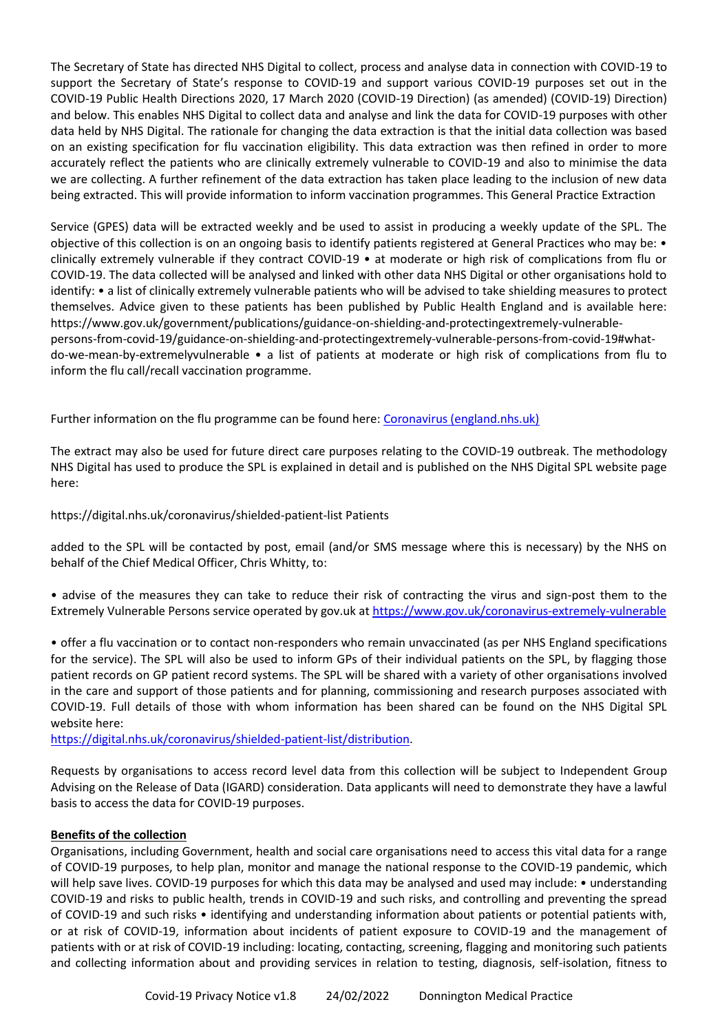The Secretary of State has directed NHS Digital to collect, process and analyse data in connection with COVID-19 to support the Secretary of State's response to COVID-19 and support various COVID-19 purposes set out in the COVID-19 Public Health Directions 2020, 17 March 2020 (COVID-19 Direction) (as amended) (COVID-19) Direction) and below. This enables NHS Digital to collect data and analyse and link the data for COVID-19 purposes with other data held by NHS Digital. The rationale for changing the data extraction is that the initial data collection was based on an existing specification for flu vaccination eligibility. This data extraction was then refined in order to more accurately reflect the patients who are clinically extremely vulnerable to COVID-19 and also to minimise the data we are collecting. A further refinement of the data extraction has taken place leading to the inclusion of new data being extracted. This will provide information to inform vaccination programmes. This General Practice Extraction

Service (GPES) data will be extracted weekly and be used to assist in producing a weekly update of the SPL. The objective of this collection is on an ongoing basis to identify patients registered at General Practices who may be: • clinically extremely vulnerable if they contract COVID-19 • at moderate or high risk of complications from flu or COVID-19. The data collected will be analysed and linked with other data NHS Digital or other organisations hold to identify: • a list of clinically extremely vulnerable patients who will be advised to take shielding measures to protect themselves. Advice given to these patients has been published by Public Health England and is available here: https://www.gov.uk/government/publications/guidance-on-shielding-and-protectingextremely-vulnerable-persons-from-covid-19/guidance-on-shielding-and-protectingextremely-vulnerable-persons-from-covid-19#what-do-we-mean-by-extremelyvulnerable • a list of patients at moderate or high risk of complications from flu to inform the flu call/recall vaccination programme.

Further information on the flu programme can be found here: [Coronavirus (england.nhs.uk)](https://www.england.nhs.uk)

The extract may also be used for future direct care purposes relating to the COVID-19 outbreak. The methodology NHS Digital has used to produce the SPL is explained in detail and is published on the NHS Digital SPL website page here:

https://digital.nhs.uk/coronavirus/shielded-patient-list Patients

added to the SPL will be contacted by post, email (and/or SMS message where this is necessary) by the NHS on behalf of the Chief Medical Officer, Chris Whitty, to:

• advise of the measures they can take to reduce their risk of contracting the virus and sign-post them to the Extremely Vulnerable Persons service operated by gov.uk at https://www.gov.uk/coronavirus-extremely-vulnerable

• offer a flu vaccination or to contact non-responders who remain unvaccinated (as per NHS England specifications for the service). The SPL will also be used to inform GPs of their individual patients on the SPL, by flagging those patient records on GP patient record systems. The SPL will be shared with a variety of other organisations involved in the care and support of those patients and for planning, commissioning and research purposes associated with COVID-19. Full details of those with whom information has been shared can be found on the NHS Digital SPL website here:
https://digital.nhs.uk/coronavirus/shielded-patient-list/distribution.

Requests by organisations to access record level data from this collection will be subject to Independent Group Advising on the Release of Data (IGARD) consideration. Data applicants will need to demonstrate they have a lawful basis to access the data for COVID-19 purposes.

**Benefits of the collection**

Organisations, including Government, health and social care organisations need to access this vital data for a range of COVID-19 purposes, to help plan, monitor and manage the national response to the COVID-19 pandemic, which will help save lives. COVID-19 purposes for which this data may be analysed and used may include: • understanding COVID-19 and risks to public health, trends in COVID-19 and such risks, and controlling and preventing the spread of COVID-19 and such risks • identifying and understanding information about patients or potential patients with, or at risk of COVID-19, information about incidents of patient exposure to COVID-19 and the management of patients with or at risk of COVID-19 including: locating, contacting, screening, flagging and monitoring such patients and collecting information about and providing services in relation to testing, diagnosis, self-isolation, fitness to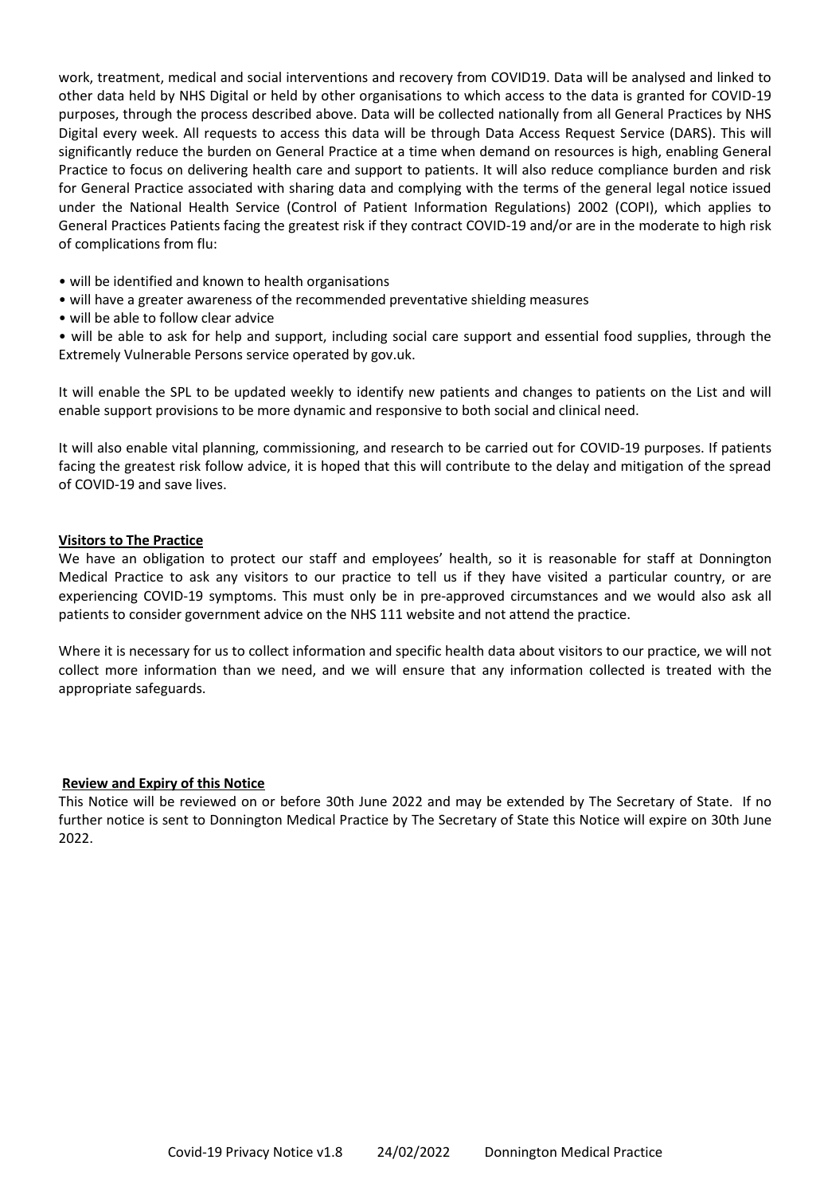work, treatment, medical and social interventions and recovery from COVID19. Data will be analysed and linked to other data held by NHS Digital or held by other organisations to which access to the data is granted for COVID-19 purposes, through the process described above. Data will be collected nationally from all General Practices by NHS Digital every week. All requests to access this data will be through Data Access Request Service (DARS). This will significantly reduce the burden on General Practice at a time when demand on resources is high, enabling General Practice to focus on delivering health care and support to patients. It will also reduce compliance burden and risk for General Practice associated with sharing data and complying with the terms of the general legal notice issued under the National Health Service (Control of Patient Information Regulations) 2002 (COPI), which applies to General Practices Patients facing the greatest risk if they contract COVID-19 and/or are in the moderate to high risk of complications from flu:

- will be identified and known to health organisations
- will have a greater awareness of the recommended preventative shielding measures
- will be able to follow clear advice
- will be able to ask for help and support, including social care support and essential food supplies, through the Extremely Vulnerable Persons service operated by gov.uk.

It will enable the SPL to be updated weekly to identify new patients and changes to patients on the List and will enable support provisions to be more dynamic and responsive to both social and clinical need.

It will also enable vital planning, commissioning, and research to be carried out for COVID-19 purposes. If patients facing the greatest risk follow advice, it is hoped that this will contribute to the delay and mitigation of the spread of COVID-19 and save lives.

**Visitors to The Practice**

We have an obligation to protect our staff and employees' health, so it is reasonable for staff at Donnington Medical Practice to ask any visitors to our practice to tell us if they have visited a particular country, or are experiencing COVID-19 symptoms. This must only be in pre-approved circumstances and we would also ask all patients to consider government advice on the NHS 111 website and not attend the practice.

Where it is necessary for us to collect information and specific health data about visitors to our practice, we will not collect more information than we need, and we will ensure that any information collected is treated with the appropriate safeguards.

**Review and Expiry of this Notice**

This Notice will be reviewed on or before 30th June 2022 and may be extended by The Secretary of State. If no further notice is sent to Donnington Medical Practice by The Secretary of State this Notice will expire on 30th June 2022.